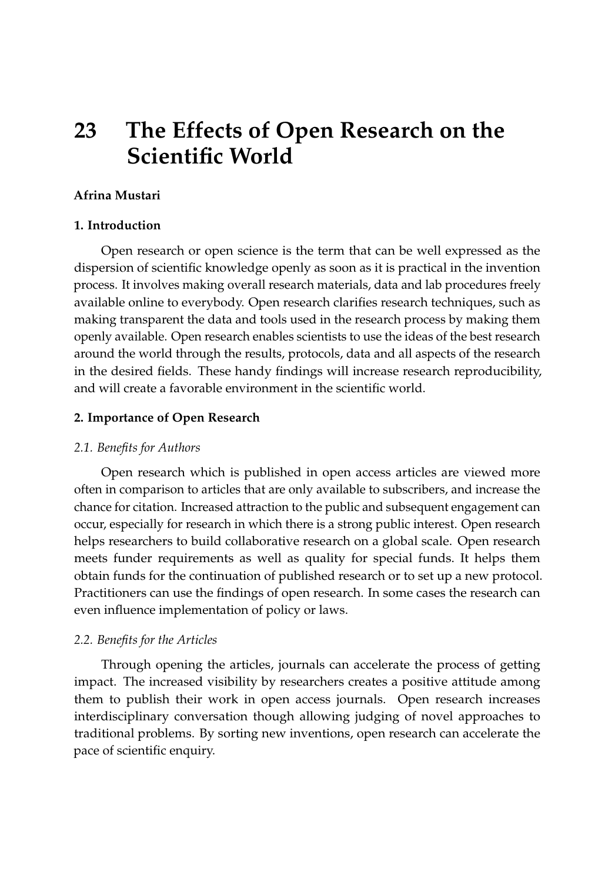# 23 The Effects of Open Research on the Scientific World

**Afrina Mustari**

## 1. Introduction

Open research or open science is the term that can be well expressed as the dispersion of scientific knowledge openly as soon as it is practical in the invention process. It involves making overall research materials, data and lab procedures freely available online to everybody. Open research clarifies research techniques, such as making transparent the data and tools used in the research process by making them openly available. Open research enables scientists to use the ideas of the best research around the world through the results, protocols, data and all aspects of the research in the desired fields. These handy findings will increase research reproducibility, and will create a favorable environment in the scientific world.

## 2. Importance of Open Research

### *2.1. Benefits for Authors*

Open research which is published in open access articles are viewed more often in comparison to articles that are only available to subscribers, and increase the chance for citation. Increased attraction to the public and subsequent engagement can occur, especially for research in which there is a strong public interest. Open research helps researchers to build collaborative research on a global scale. Open research meets funder requirements as well as quality for special funds. It helps them obtain funds for the continuation of published research or to set up a new protocol. Practitioners can use the findings of open research. In some cases the research can even influence implementation of policy or laws.

### *2.2. Benefits for the Articles*

Through opening the articles, journals can accelerate the process of getting impact. The increased visibility by researchers creates a positive attitude among them to publish their work in open access journals. Open research increases interdisciplinary conversation though allowing judging of novel approaches to traditional problems. By sorting new inventions, open research can accelerate the pace of scientific enquiry.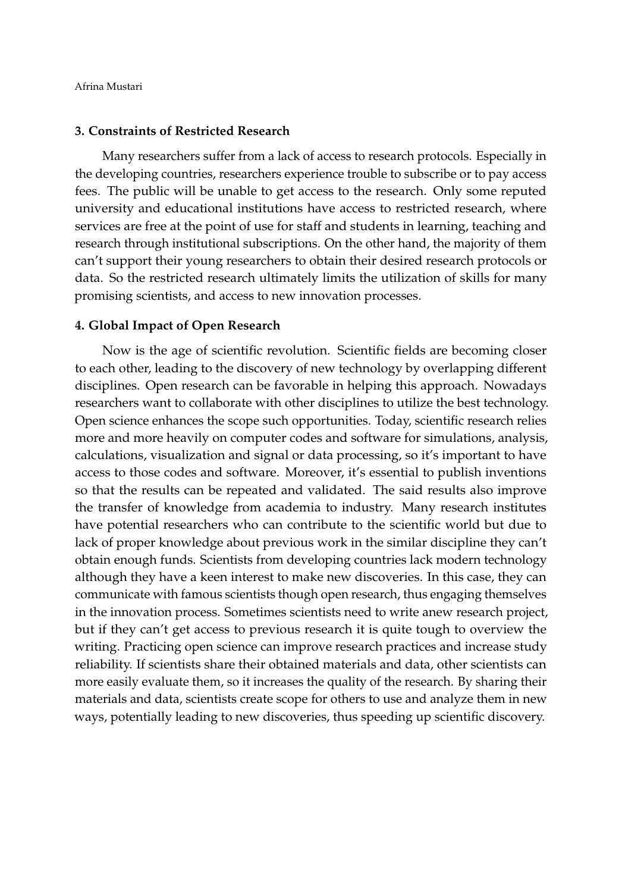### 3. Constraints of Restricted Research

Many researchers suffer from a lack of access to research protocols. Especially in the developing countries, researchers experience trouble to subscribe or to pay access fees. The public will be unable to get access to the research. Only some reputed university and educational institutions have access to restricted research, where services are free at the point of use for staff and students in learning, teaching and research through institutional subscriptions. On the other hand, the majority of them can't support their young researchers to obtain their desired research protocols or data. So the restricted research ultimately limits the utilization of skills for many promising scientists, and access to new innovation processes.

### 4. Global Impact of Open Research

Now is the age of scientific revolution. Scientific fields are becoming closer to each other, leading to the discovery of new technology by overlapping different disciplines. Open research can be favorable in helping this approach. Nowadays researchers want to collaborate with other disciplines to utilize the best technology. Open science enhances the scope such opportunities. Today, scientific research relies more and more heavily on computer codes and software for simulations, analysis, calculations, visualization and signal or data processing, so it's important to have access to those codes and software. Moreover, it's essential to publish inventions so that the results can be repeated and validated. The said results also improve the transfer of knowledge from academia to industry. Many research institutes have potential researchers who can contribute to the scientific world but due to lack of proper knowledge about previous work in the similar discipline they can't obtain enough funds. Scientists from developing countries lack modern technology although they have a keen interest to make new discoveries. In this case, they can communicate with famous scientists though open research, thus engaging themselves in the innovation process. Sometimes scientists need to write anew research project, but if they can't get access to previous research it is quite tough to overview the writing. Practicing open science can improve research practices and increase study reliability. If scientists share their obtained materials and data, other scientists can more easily evaluate them, so it increases the quality of the research. By sharing their materials and data, scientists create scope for others to use and analyze them in new ways, potentially leading to new discoveries, thus speeding up scientific discovery.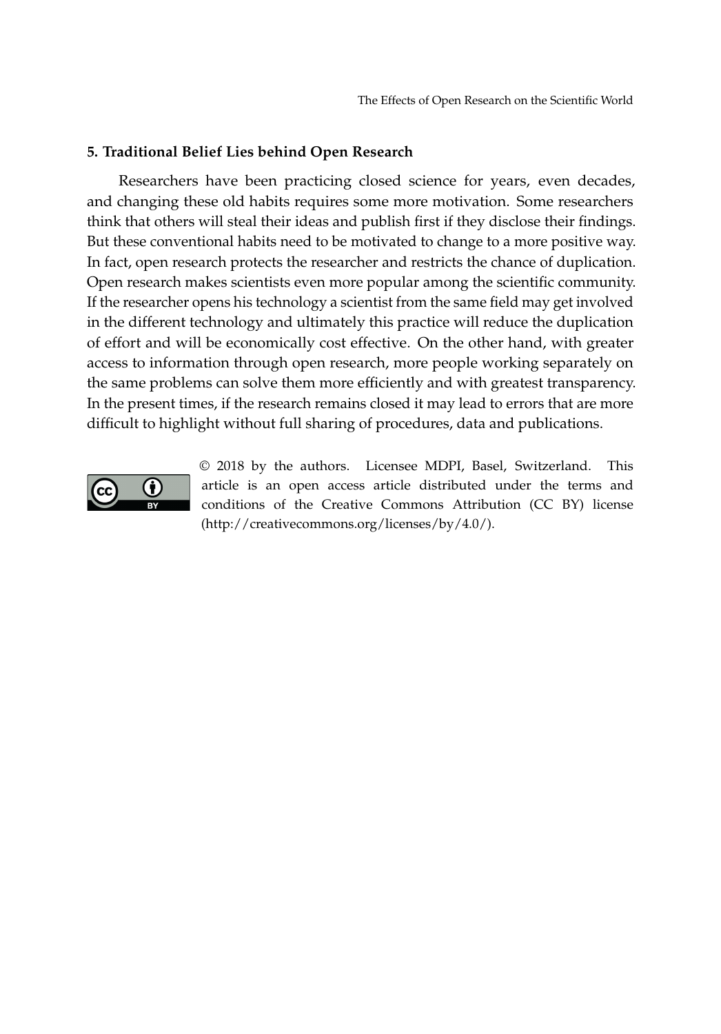## 5. Traditional Belief Lies behind Open Research

Researchers have been practicing closed science for years, even decades, and changing these old habits requires some more motivation. Some researchers think that others will steal their ideas and publish first if they disclose their findings. But these conventional habits need to be motivated to change to a more positive way. In fact, open research protects the researcher and restricts the chance of duplication. Open research makes scientists even more popular among the scientific community. If the researcher opens his technology a scientist from the same field may get involved in the different technology and ultimately this practice will reduce the duplication of effort and will be economically cost effective. On the other hand, with greater access to information through open research, more people working separately on the same problems can solve them more efficiently and with greatest transparency. In the present times, if the research remains closed it may lead to errors that are more difficult to highlight without full sharing of procedures, data and publications.

© 2018 by the authors. Licensee MDPI, Basel, Switzerland. This article is an open access article distributed under the terms and conditions of the Creative Commons Attribution (CC BY) license (http://creativecommons.org/licenses/by/4.0/).